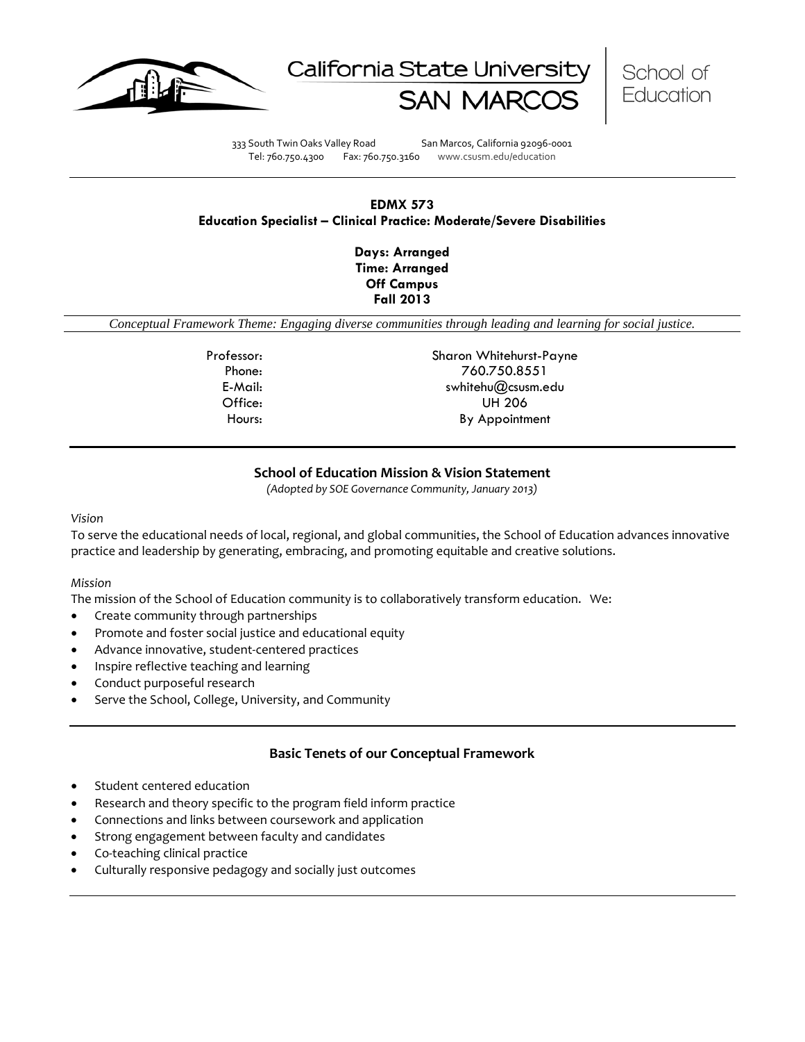California State University SAN MARCOS | School of Education

333 South Twin Oaks Valley Road San Marcos, California 92096-0001
Tel: 760.750.4300 Fax: 760.750.3160 www.csusm.edu/education

---

**EDMX 573**
**Education Specialist – Clinical Practice: Moderate/Severe Disabilities**

**Days: Arranged**
**Time: Arranged**
**Off Campus**
**Fall 2013**

*Conceptual Framework Theme: Engaging diverse communities through leading and learning for social justice.*

| | |
|---|---|
| Professor: | Sharon Whitehurst-Payne |
| Phone: | 760.750.8551 |
| E-Mail: | swhitehu@csusm.edu |
| Office: | UH 206 |
| Hours: | By Appointment |

---

## School of Education Mission & Vision Statement

*(Adopted by SOE Governance Community, January 2013)*

*Vision*

To serve the educational needs of local, regional, and global communities, the School of Education advances innovative practice and leadership by generating, embracing, and promoting equitable and creative solutions.

*Mission*

The mission of the School of Education community is to collaboratively transform education. We:

- Create community through partnerships
- Promote and foster social justice and educational equity
- Advance innovative, student-centered practices
- Inspire reflective teaching and learning
- Conduct purposeful research
- Serve the School, College, University, and Community

---

## Basic Tenets of our Conceptual Framework

- Student centered education
- Research and theory specific to the program field inform practice
- Connections and links between coursework and application
- Strong engagement between faculty and candidates
- Co-teaching clinical practice
- Culturally responsive pedagogy and socially just outcomes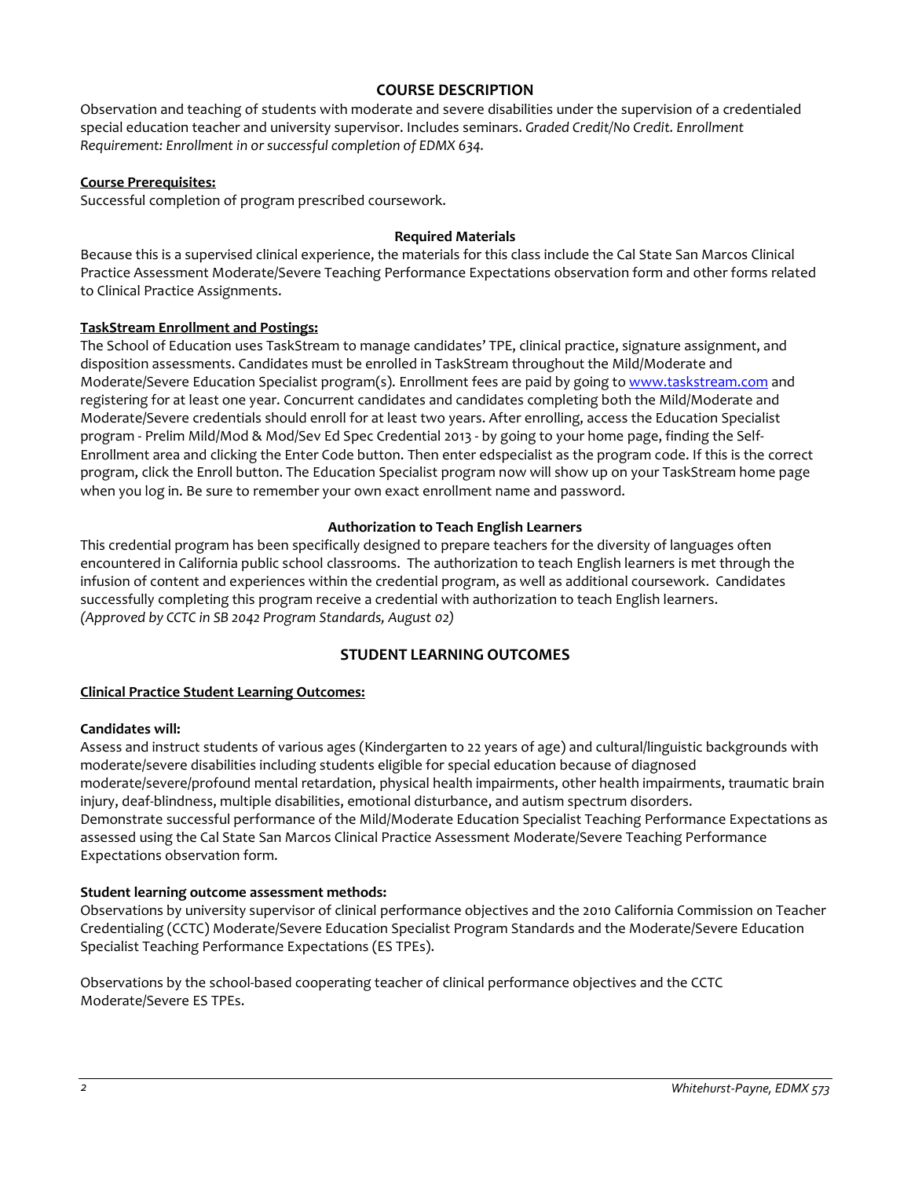## COURSE DESCRIPTION

Observation and teaching of students with moderate and severe disabilities under the supervision of a credentialed special education teacher and university supervisor. Includes seminars. *Graded Credit/No Credit. Enrollment Requirement: Enrollment in or successful completion of EDMX 634.*

**Course Prerequisites:**

Successful completion of program prescribed coursework.

### Required Materials

Because this is a supervised clinical experience, the materials for this class include the Cal State San Marcos Clinical Practice Assessment Moderate/Severe Teaching Performance Expectations observation form and other forms related to Clinical Practice Assignments.

**TaskStream Enrollment and Postings:**

The School of Education uses TaskStream to manage candidates' TPE, clinical practice, signature assignment, and disposition assessments. Candidates must be enrolled in TaskStream throughout the Mild/Moderate and Moderate/Severe Education Specialist program(s). Enrollment fees are paid by going to [www.taskstream.com](http://www.taskstream.com) and registering for at least one year. Concurrent candidates and candidates completing both the Mild/Moderate and Moderate/Severe credentials should enroll for at least two years. After enrolling, access the Education Specialist program - Prelim Mild/Mod & Mod/Sev Ed Spec Credential 2013 - by going to your home page, finding the Self-Enrollment area and clicking the Enter Code button. Then enter edspecialist as the program code. If this is the correct program, click the Enroll button. The Education Specialist program now will show up on your TaskStream home page when you log in. Be sure to remember your own exact enrollment name and password.

### Authorization to Teach English Learners

This credential program has been specifically designed to prepare teachers for the diversity of languages often encountered in California public school classrooms. The authorization to teach English learners is met through the infusion of content and experiences within the credential program, as well as additional coursework. Candidates successfully completing this program receive a credential with authorization to teach English learners.
*(Approved by CCTC in SB 2042 Program Standards, August 02)*

## STUDENT LEARNING OUTCOMES

**Clinical Practice Student Learning Outcomes:**

**Candidates will:**

Assess and instruct students of various ages (Kindergarten to 22 years of age) and cultural/linguistic backgrounds with moderate/severe disabilities including students eligible for special education because of diagnosed moderate/severe/profound mental retardation, physical health impairments, other health impairments, traumatic brain injury, deaf-blindness, multiple disabilities, emotional disturbance, and autism spectrum disorders.
Demonstrate successful performance of the Mild/Moderate Education Specialist Teaching Performance Expectations as assessed using the Cal State San Marcos Clinical Practice Assessment Moderate/Severe Teaching Performance Expectations observation form.

**Student learning outcome assessment methods:**

Observations by university supervisor of clinical performance objectives and the 2010 California Commission on Teacher Credentialing (CCTC) Moderate/Severe Education Specialist Program Standards and the Moderate/Severe Education Specialist Teaching Performance Expectations (ES TPEs).

Observations by the school-based cooperating teacher of clinical performance objectives and the CCTC Moderate/Severe ES TPEs.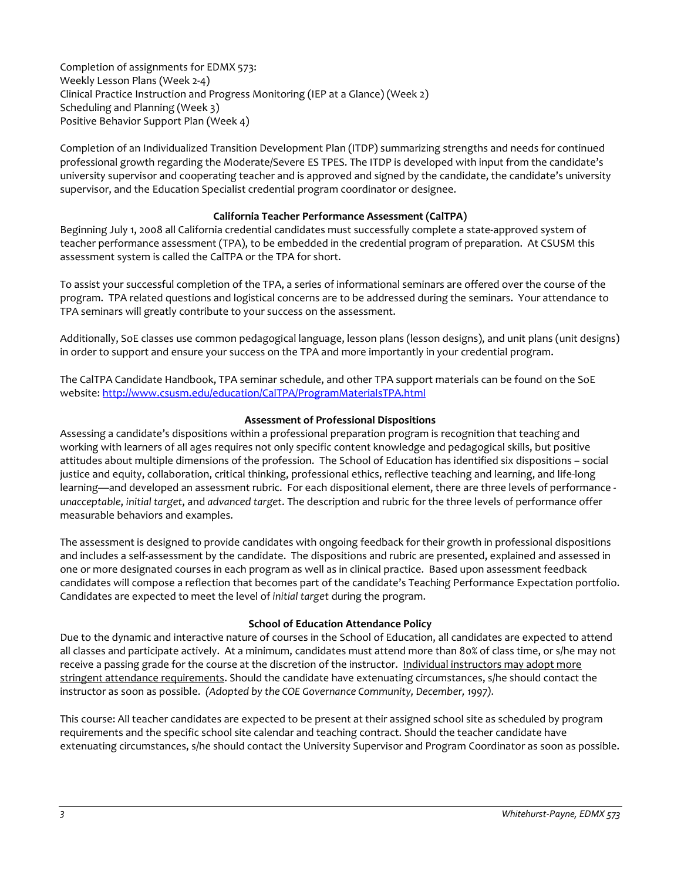Completion of assignments for EDMX 573:
Weekly Lesson Plans (Week 2-4)
Clinical Practice Instruction and Progress Monitoring (IEP at a Glance) (Week 2)
Scheduling and Planning (Week 3)
Positive Behavior Support Plan (Week 4)

Completion of an Individualized Transition Development Plan (ITDP) summarizing strengths and needs for continued professional growth regarding the Moderate/Severe ES TPES. The ITDP is developed with input from the candidate's university supervisor and cooperating teacher and is approved and signed by the candidate, the candidate's university supervisor, and the Education Specialist credential program coordinator or designee.

### California Teacher Performance Assessment (CalTPA)

Beginning July 1, 2008 all California credential candidates must successfully complete a state-approved system of teacher performance assessment (TPA), to be embedded in the credential program of preparation. At CSUSM this assessment system is called the CalTPA or the TPA for short.

To assist your successful completion of the TPA, a series of informational seminars are offered over the course of the program. TPA related questions and logistical concerns are to be addressed during the seminars. Your attendance to TPA seminars will greatly contribute to your success on the assessment.

Additionally, SoE classes use common pedagogical language, lesson plans (lesson designs), and unit plans (unit designs) in order to support and ensure your success on the TPA and more importantly in your credential program.

The CalTPA Candidate Handbook, TPA seminar schedule, and other TPA support materials can be found on the SoE website: [http://www.csusm.edu/education/CalTPA/ProgramMaterialsTPA.html](http://www.csusm.edu/education/CalTPA/ProgramMaterialsTPA.html)

### Assessment of Professional Dispositions

Assessing a candidate's dispositions within a professional preparation program is recognition that teaching and working with learners of all ages requires not only specific content knowledge and pedagogical skills, but positive attitudes about multiple dimensions of the profession. The School of Education has identified six dispositions – social justice and equity, collaboration, critical thinking, professional ethics, reflective teaching and learning, and life-long learning—and developed an assessment rubric. For each dispositional element, there are three levels of performance - *unacceptable*, *initial target*, and *advanced target*. The description and rubric for the three levels of performance offer measurable behaviors and examples.

The assessment is designed to provide candidates with ongoing feedback for their growth in professional dispositions and includes a self-assessment by the candidate. The dispositions and rubric are presented, explained and assessed in one or more designated courses in each program as well as in clinical practice. Based upon assessment feedback candidates will compose a reflection that becomes part of the candidate's Teaching Performance Expectation portfolio. Candidates are expected to meet the level of *initial target* during the program.

### School of Education Attendance Policy

Due to the dynamic and interactive nature of courses in the School of Education, all candidates are expected to attend all classes and participate actively. At a minimum, candidates must attend more than 80% of class time, or s/he may not receive a passing grade for the course at the discretion of the instructor. Individual instructors may adopt more stringent attendance requirements. Should the candidate have extenuating circumstances, s/he should contact the instructor as soon as possible. *(Adopted by the COE Governance Community, December, 1997).*

This course: All teacher candidates are expected to be present at their assigned school site as scheduled by program requirements and the specific school site calendar and teaching contract. Should the teacher candidate have extenuating circumstances, s/he should contact the University Supervisor and Program Coordinator as soon as possible.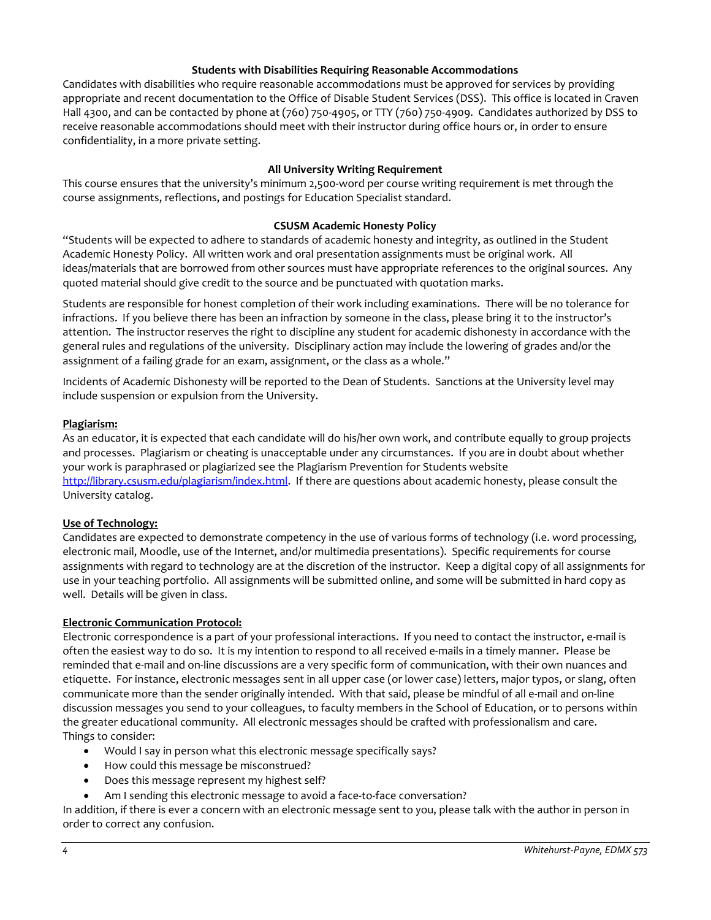### Students with Disabilities Requiring Reasonable Accommodations

Candidates with disabilities who require reasonable accommodations must be approved for services by providing appropriate and recent documentation to the Office of Disable Student Services (DSS). This office is located in Craven Hall 4300, and can be contacted by phone at (760) 750-4905, or TTY (760) 750-4909. Candidates authorized by DSS to receive reasonable accommodations should meet with their instructor during office hours or, in order to ensure confidentiality, in a more private setting.

### All University Writing Requirement

This course ensures that the university's minimum 2,500-word per course writing requirement is met through the course assignments, reflections, and postings for Education Specialist standard.

### CSUSM Academic Honesty Policy

"Students will be expected to adhere to standards of academic honesty and integrity, as outlined in the Student Academic Honesty Policy. All written work and oral presentation assignments must be original work. All ideas/materials that are borrowed from other sources must have appropriate references to the original sources. Any quoted material should give credit to the source and be punctuated with quotation marks.

Students are responsible for honest completion of their work including examinations. There will be no tolerance for infractions. If you believe there has been an infraction by someone in the class, please bring it to the instructor's attention. The instructor reserves the right to discipline any student for academic dishonesty in accordance with the general rules and regulations of the university. Disciplinary action may include the lowering of grades and/or the assignment of a failing grade for an exam, assignment, or the class as a whole."

Incidents of Academic Dishonesty will be reported to the Dean of Students. Sanctions at the University level may include suspension or expulsion from the University.

**Plagiarism:**

As an educator, it is expected that each candidate will do his/her own work, and contribute equally to group projects and processes. Plagiarism or cheating is unacceptable under any circumstances. If you are in doubt about whether your work is paraphrased or plagiarized see the Plagiarism Prevention for Students website http://library.csusm.edu/plagiarism/index.html. If there are questions about academic honesty, please consult the University catalog.

**Use of Technology:**

Candidates are expected to demonstrate competency in the use of various forms of technology (i.e. word processing, electronic mail, Moodle, use of the Internet, and/or multimedia presentations). Specific requirements for course assignments with regard to technology are at the discretion of the instructor. Keep a digital copy of all assignments for use in your teaching portfolio. All assignments will be submitted online, and some will be submitted in hard copy as well. Details will be given in class.

**Electronic Communication Protocol:**

Electronic correspondence is a part of your professional interactions. If you need to contact the instructor, e-mail is often the easiest way to do so. It is my intention to respond to all received e-mails in a timely manner. Please be reminded that e-mail and on-line discussions are a very specific form of communication, with their own nuances and etiquette. For instance, electronic messages sent in all upper case (or lower case) letters, major typos, or slang, often communicate more than the sender originally intended. With that said, please be mindful of all e-mail and on-line discussion messages you send to your colleagues, to faculty members in the School of Education, or to persons within the greater educational community. All electronic messages should be crafted with professionalism and care. Things to consider:

- Would I say in person what this electronic message specifically says?
- How could this message be misconstrued?
- Does this message represent my highest self?
- Am I sending this electronic message to avoid a face-to-face conversation?

In addition, if there is ever a concern with an electronic message sent to you, please talk with the author in person in order to correct any confusion.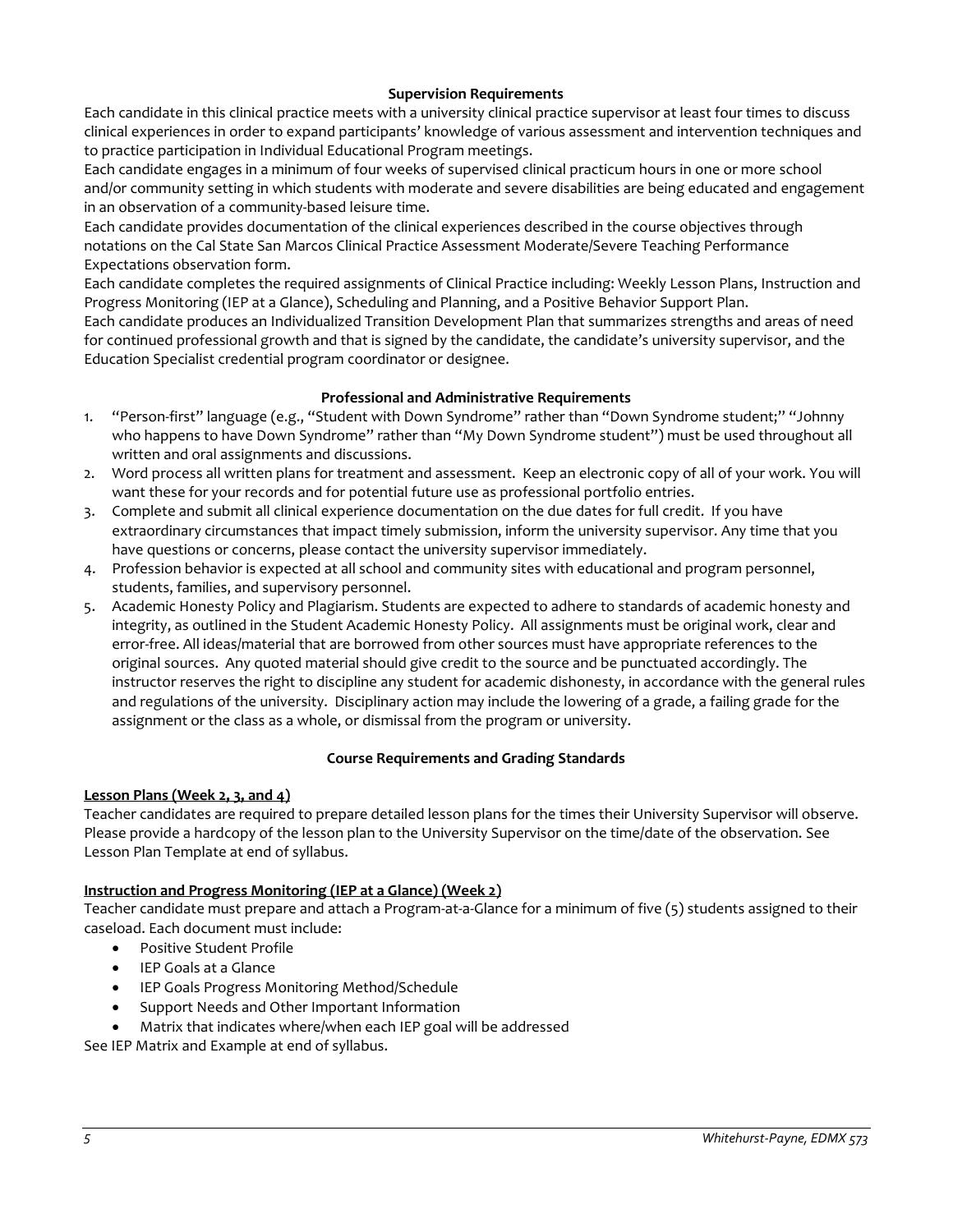### Supervision Requirements

Each candidate in this clinical practice meets with a university clinical practice supervisor at least four times to discuss clinical experiences in order to expand participants' knowledge of various assessment and intervention techniques and to practice participation in Individual Educational Program meetings.

Each candidate engages in a minimum of four weeks of supervised clinical practicum hours in one or more school and/or community setting in which students with moderate and severe disabilities are being educated and engagement in an observation of a community-based leisure time.

Each candidate provides documentation of the clinical experiences described in the course objectives through notations on the Cal State San Marcos Clinical Practice Assessment Moderate/Severe Teaching Performance Expectations observation form.

Each candidate completes the required assignments of Clinical Practice including: Weekly Lesson Plans, Instruction and Progress Monitoring (IEP at a Glance), Scheduling and Planning, and a Positive Behavior Support Plan.

Each candidate produces an Individualized Transition Development Plan that summarizes strengths and areas of need for continued professional growth and that is signed by the candidate, the candidate's university supervisor, and the Education Specialist credential program coordinator or designee.

### Professional and Administrative Requirements

1. "Person-first" language (e.g., "Student with Down Syndrome" rather than "Down Syndrome student;" "Johnny who happens to have Down Syndrome" rather than "My Down Syndrome student") must be used throughout all written and oral assignments and discussions.
2. Word process all written plans for treatment and assessment. Keep an electronic copy of all of your work. You will want these for your records and for potential future use as professional portfolio entries.
3. Complete and submit all clinical experience documentation on the due dates for full credit. If you have extraordinary circumstances that impact timely submission, inform the university supervisor. Any time that you have questions or concerns, please contact the university supervisor immediately.
4. Profession behavior is expected at all school and community sites with educational and program personnel, students, families, and supervisory personnel.
5. Academic Honesty Policy and Plagiarism. Students are expected to adhere to standards of academic honesty and integrity, as outlined in the Student Academic Honesty Policy. All assignments must be original work, clear and error-free. All ideas/material that are borrowed from other sources must have appropriate references to the original sources. Any quoted material should give credit to the source and be punctuated accordingly. The instructor reserves the right to discipline any student for academic dishonesty, in accordance with the general rules and regulations of the university. Disciplinary action may include the lowering of a grade, a failing grade for the assignment or the class as a whole, or dismissal from the program or university.

### Course Requirements and Grading Standards

**Lesson Plans (Week 2, 3, and 4)**

Teacher candidates are required to prepare detailed lesson plans for the times their University Supervisor will observe. Please provide a hardcopy of the lesson plan to the University Supervisor on the time/date of the observation. See Lesson Plan Template at end of syllabus.

**Instruction and Progress Monitoring (IEP at a Glance) (Week 2)**

Teacher candidate must prepare and attach a Program-at-a-Glance for a minimum of five (5) students assigned to their caseload. Each document must include:

- Positive Student Profile
- IEP Goals at a Glance
- IEP Goals Progress Monitoring Method/Schedule
- Support Needs and Other Important Information
- Matrix that indicates where/when each IEP goal will be addressed

See IEP Matrix and Example at end of syllabus.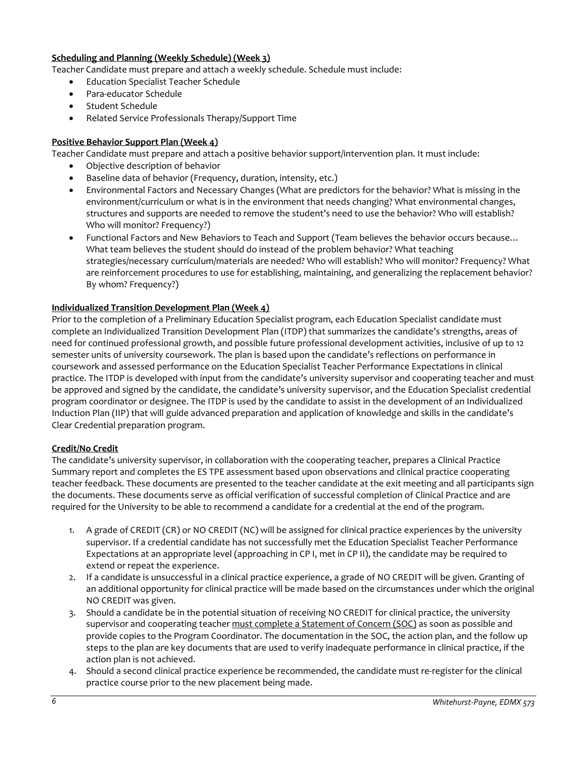**Scheduling and Planning (Weekly Schedule) (Week 3)**

Teacher Candidate must prepare and attach a weekly schedule. Schedule must include:

- Education Specialist Teacher Schedule
- Para-educator Schedule
- Student Schedule
- Related Service Professionals Therapy/Support Time

**Positive Behavior Support Plan (Week 4)**

Teacher Candidate must prepare and attach a positive behavior support/intervention plan. It must include:

- Objective description of behavior
- Baseline data of behavior (Frequency, duration, intensity, etc.)
- Environmental Factors and Necessary Changes (What are predictors for the behavior? What is missing in the environment/curriculum or what is in the environment that needs changing? What environmental changes, structures and supports are needed to remove the student's need to use the behavior? Who will establish? Who will monitor? Frequency?)
- Functional Factors and New Behaviors to Teach and Support (Team believes the behavior occurs because… What team believes the student should do instead of the problem behavior? What teaching strategies/necessary curriculum/materials are needed? Who will establish? Who will monitor? Frequency? What are reinforcement procedures to use for establishing, maintaining, and generalizing the replacement behavior? By whom? Frequency?)

**Individualized Transition Development Plan (Week 4)**

Prior to the completion of a Preliminary Education Specialist program, each Education Specialist candidate must complete an Individualized Transition Development Plan (ITDP) that summarizes the candidate's strengths, areas of need for continued professional growth, and possible future professional development activities, inclusive of up to 12 semester units of university coursework. The plan is based upon the candidate's reflections on performance in coursework and assessed performance on the Education Specialist Teacher Performance Expectations in clinical practice. The ITDP is developed with input from the candidate's university supervisor and cooperating teacher and must be approved and signed by the candidate, the candidate's university supervisor, and the Education Specialist credential program coordinator or designee. The ITDP is used by the candidate to assist in the development of an Individualized Induction Plan (IIP) that will guide advanced preparation and application of knowledge and skills in the candidate's Clear Credential preparation program.

**Credit/No Credit**

The candidate's university supervisor, in collaboration with the cooperating teacher, prepares a Clinical Practice Summary report and completes the ES TPE assessment based upon observations and clinical practice cooperating teacher feedback. These documents are presented to the teacher candidate at the exit meeting and all participants sign the documents. These documents serve as official verification of successful completion of Clinical Practice and are required for the University to be able to recommend a candidate for a credential at the end of the program.

1. A grade of CREDIT (CR) or NO CREDIT (NC) will be assigned for clinical practice experiences by the university supervisor. If a credential candidate has not successfully met the Education Specialist Teacher Performance Expectations at an appropriate level (approaching in CP I, met in CP II), the candidate may be required to extend or repeat the experience.
2. If a candidate is unsuccessful in a clinical practice experience, a grade of NO CREDIT will be given. Granting of an additional opportunity for clinical practice will be made based on the circumstances under which the original NO CREDIT was given.
3. Should a candidate be in the potential situation of receiving NO CREDIT for clinical practice, the university supervisor and cooperating teacher must complete a Statement of Concern (SOC) as soon as possible and provide copies to the Program Coordinator. The documentation in the SOC, the action plan, and the follow up steps to the plan are key documents that are used to verify inadequate performance in clinical practice, if the action plan is not achieved.
4. Should a second clinical practice experience be recommended, the candidate must re-register for the clinical practice course prior to the new placement being made.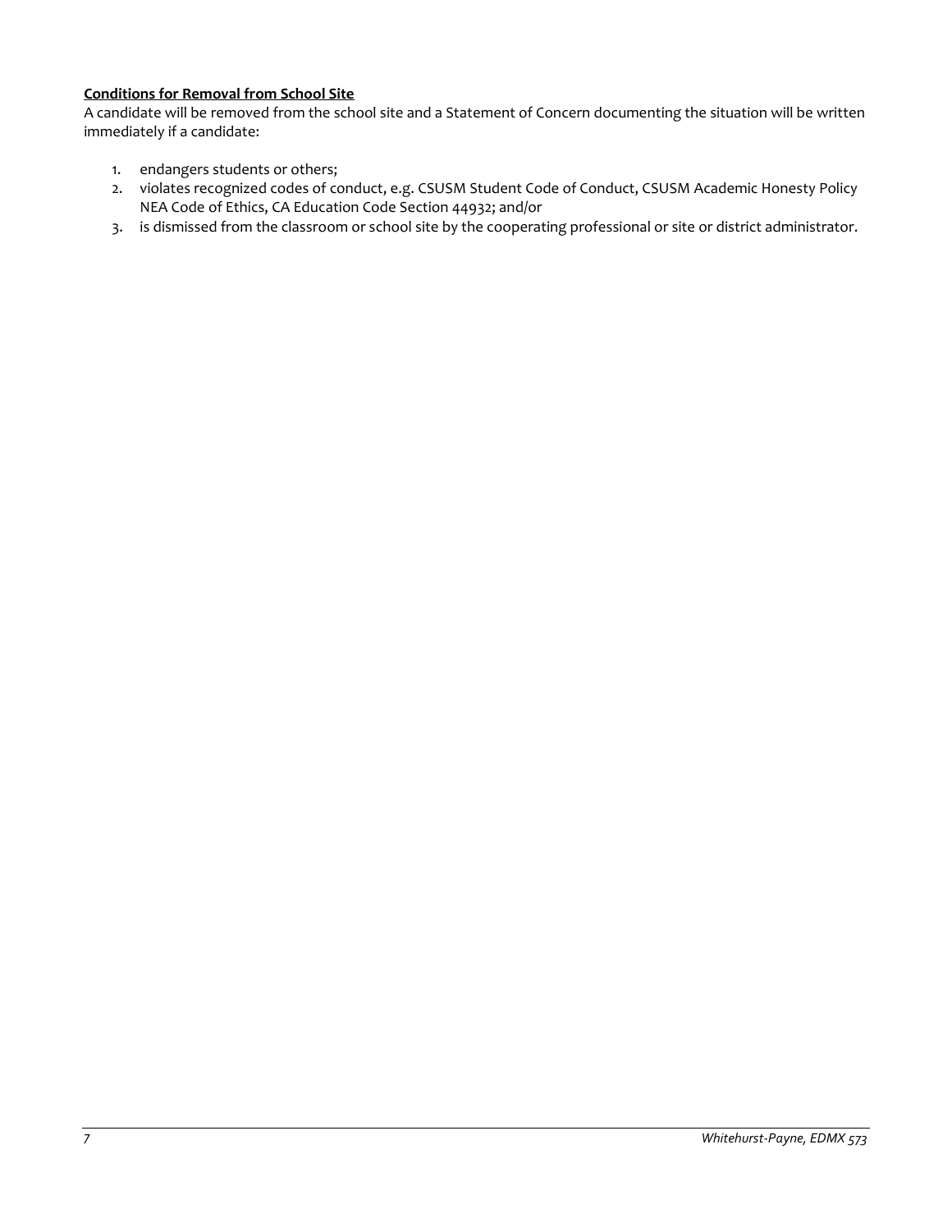**Conditions for Removal from School Site**

A candidate will be removed from the school site and a Statement of Concern documenting the situation will be written immediately if a candidate:

1. endangers students or others;
2. violates recognized codes of conduct, e.g. CSUSM Student Code of Conduct, CSUSM Academic Honesty Policy NEA Code of Ethics, CA Education Code Section 44932; and/or
3. is dismissed from the classroom or school site by the cooperating professional or site or district administrator.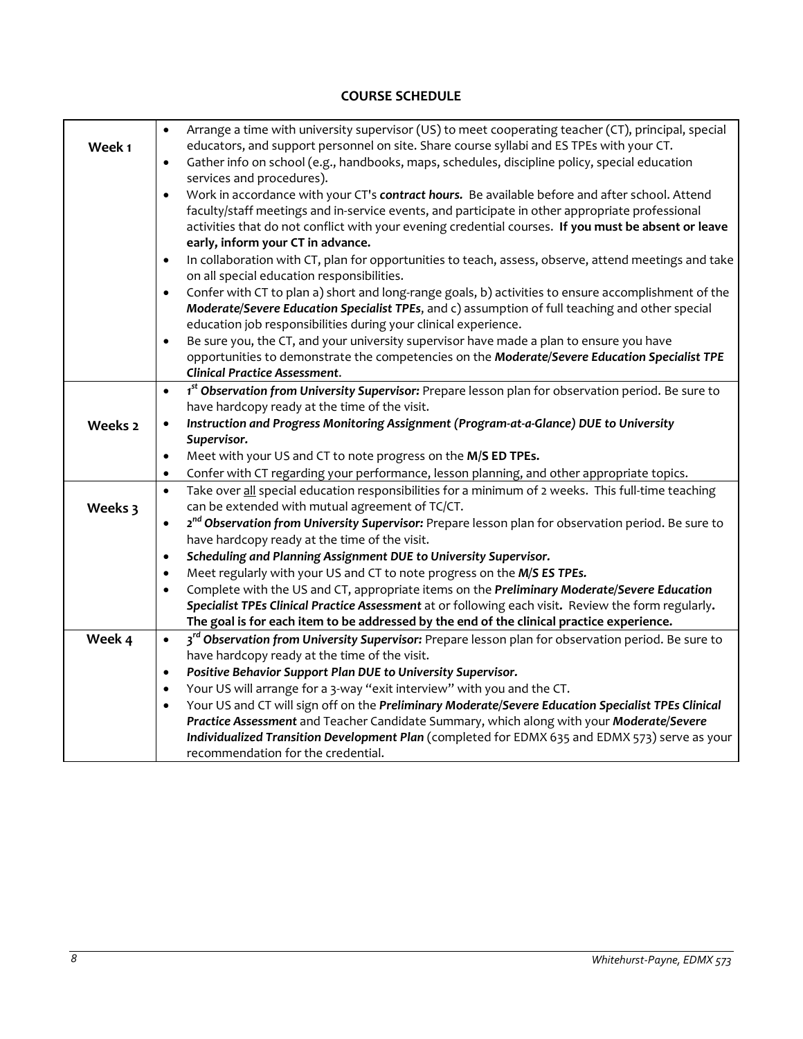## COURSE SCHEDULE

| | |
|---|---|
| **Week 1** | • Arrange a time with university supervisor (US) to meet cooperating teacher (CT), principal, special educators, and support personnel on site. Share course syllabi and ES TPEs with your CT.<br>• Gather info on school (e.g., handbooks, maps, schedules, discipline policy, special education services and procedures).<br>• Work in accordance with your CT's ***contract hours.*** Be available before and after school. Attend faculty/staff meetings and in-service events, and participate in other appropriate professional activities that do not conflict with your evening credential courses. **If you must be absent or leave early, inform your CT in advance.**<br>• In collaboration with CT, plan for opportunities to teach, assess, observe, attend meetings and take on all special education responsibilities.<br>• Confer with CT to plan a) short and long-range goals, b) activities to ensure accomplishment of the ***Moderate/Severe Education Specialist TPEs***, and c) assumption of full teaching and other special education job responsibilities during your clinical experience.<br>• Be sure you, the CT, and your university supervisor have made a plan to ensure you have opportunities to demonstrate the competencies on the ***Moderate/Severe Education Specialist TPE Clinical Practice Assessment***. |
| **Weeks 2** | • ***1st Observation from University Supervisor:*** Prepare lesson plan for observation period. Be sure to have hardcopy ready at the time of the visit.<br>• ***Instruction and Progress Monitoring Assignment (Program-at-a-Glance) DUE to University Supervisor.***<br>• Meet with your US and CT to note progress on the **M/S ED TPEs.**<br>• Confer with CT regarding your performance, lesson planning, and other appropriate topics. |
| **Weeks 3** | • Take over <u>all</u> special education responsibilities for a minimum of 2 weeks. This full-time teaching can be extended with mutual agreement of TC/CT.<br>• ***2nd Observation from University Supervisor:*** Prepare lesson plan for observation period. Be sure to have hardcopy ready at the time of the visit.<br>• ***Scheduling and Planning Assignment DUE to University Supervisor.***<br>• Meet regularly with your US and CT to note progress on the ***M/S ES TPEs.***<br>• Complete with the US and CT, appropriate items on the ***Preliminary Moderate/Severe Education Specialist TPEs Clinical Practice Assessment*** at or following each visit**.** Review the form regularly**.** **The goal is for each item to be addressed by the end of the clinical practice experience.** |
| **Week 4** | • ***3rd Observation from University Supervisor:*** Prepare lesson plan for observation period. Be sure to have hardcopy ready at the time of the visit.<br>• ***Positive Behavior Support Plan DUE to University Supervisor.***<br>• Your US will arrange for a 3-way "exit interview" with you and the CT.<br>• Your US and CT will sign off on the ***Preliminary Moderate/Severe Education Specialist TPEs Clinical Practice Assessment*** and Teacher Candidate Summary, which along with your ***Moderate/Severe Individualized Transition Development Plan*** (completed for EDMX 635 and EDMX 573) serve as your recommendation for the credential. |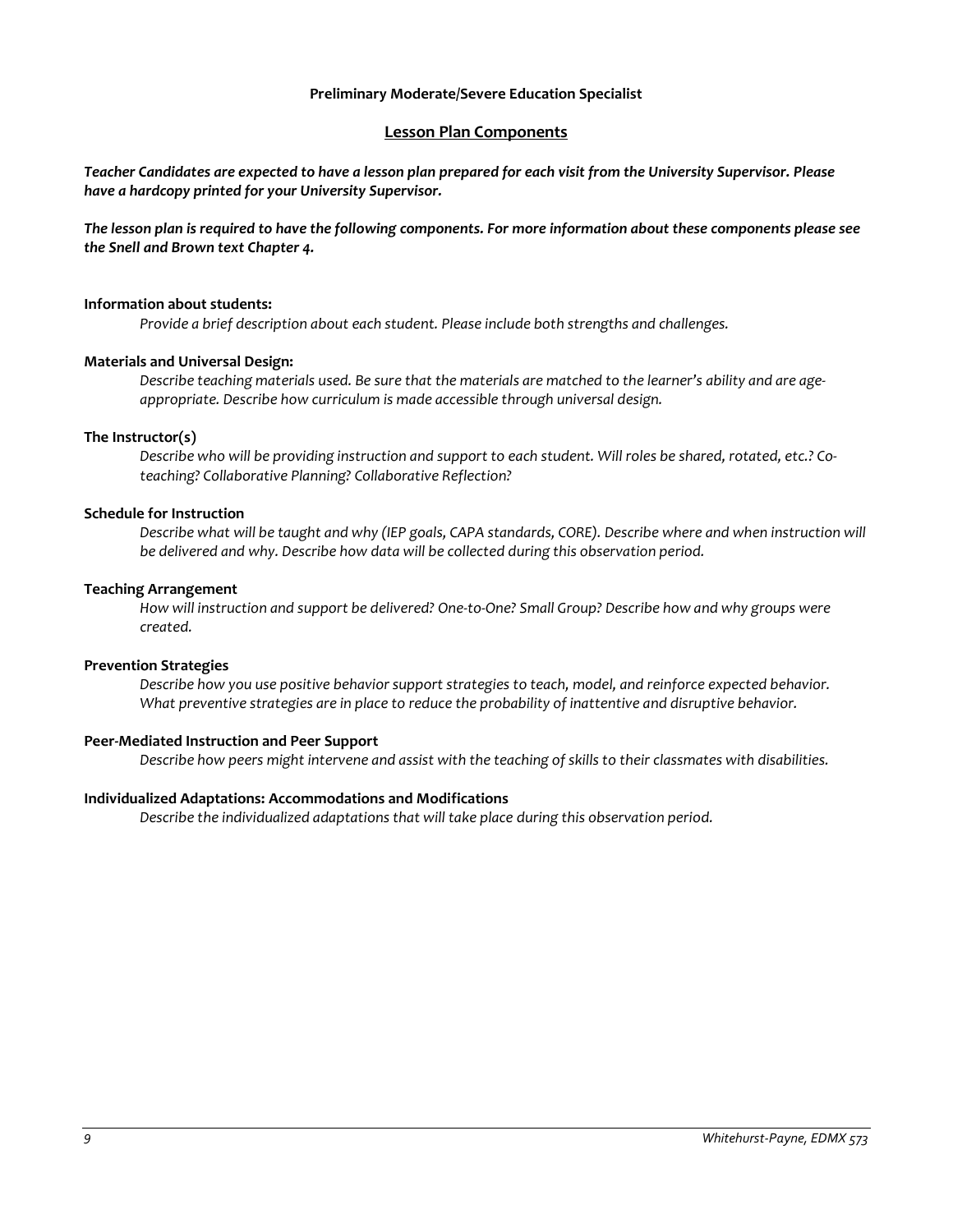**Preliminary Moderate/Severe Education Specialist**

## Lesson Plan Components

***Teacher Candidates are expected to have a lesson plan prepared for each visit from the University Supervisor. Please have a hardcopy printed for your University Supervisor.***

***The lesson plan is required to have the following components. For more information about these components please see the Snell and Brown text Chapter 4.***

**Information about students:**

*Provide a brief description about each student. Please include both strengths and challenges.*

**Materials and Universal Design:**

*Describe teaching materials used. Be sure that the materials are matched to the learner's ability and are age-appropriate. Describe how curriculum is made accessible through universal design.*

**The Instructor(s)**

*Describe who will be providing instruction and support to each student. Will roles be shared, rotated, etc.? Co-teaching? Collaborative Planning? Collaborative Reflection?*

**Schedule for Instruction**

*Describe what will be taught and why (IEP goals, CAPA standards, CORE). Describe where and when instruction will be delivered and why. Describe how data will be collected during this observation period.*

**Teaching Arrangement**

*How will instruction and support be delivered? One-to-One? Small Group? Describe how and why groups were created.*

**Prevention Strategies**

*Describe how you use positive behavior support strategies to teach, model, and reinforce expected behavior. What preventive strategies are in place to reduce the probability of inattentive and disruptive behavior.*

**Peer-Mediated Instruction and Peer Support**

*Describe how peers might intervene and assist with the teaching of skills to their classmates with disabilities.*

**Individualized Adaptations: Accommodations and Modifications**

*Describe the individualized adaptations that will take place during this observation period.*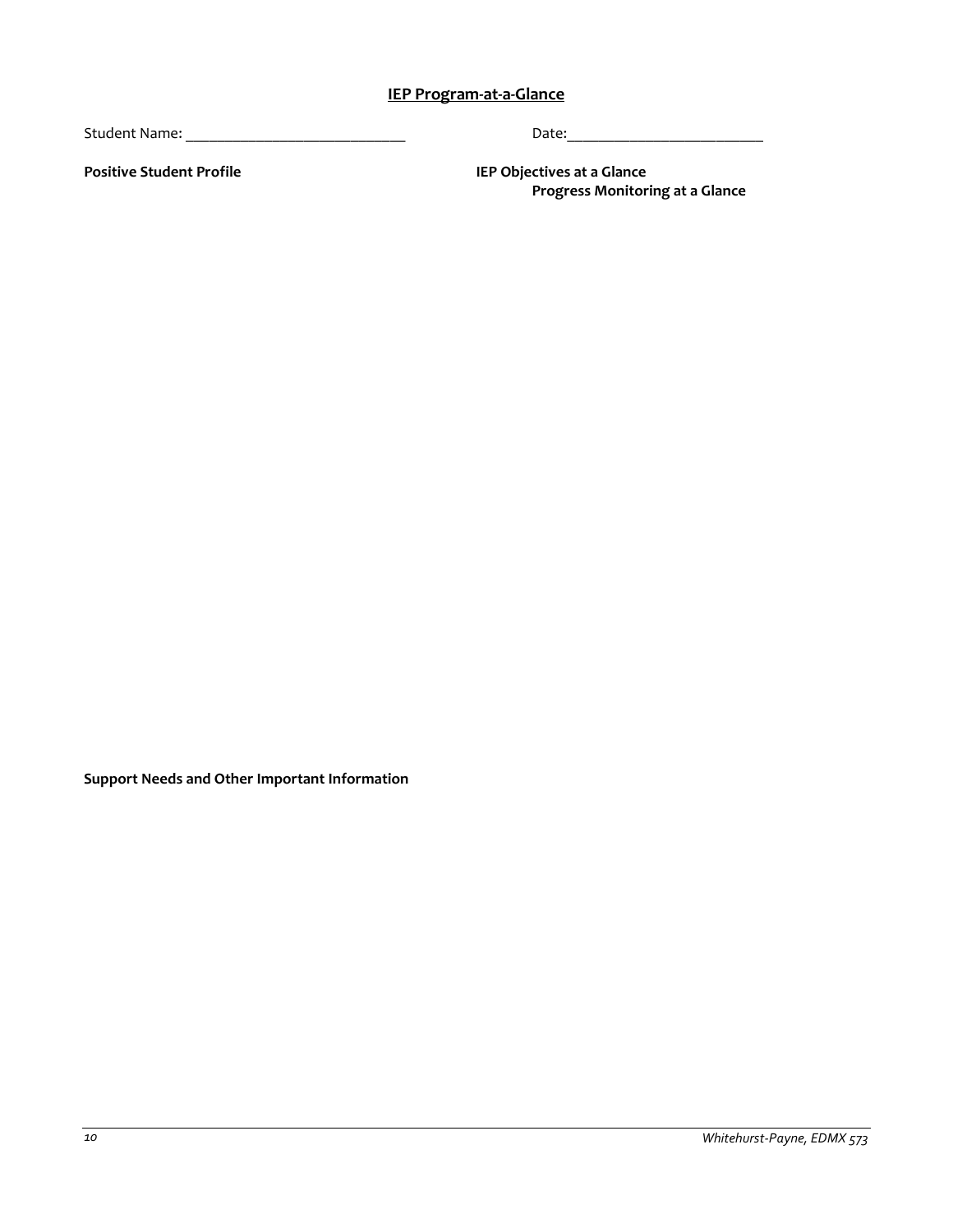## IEP Program-at-a-Glance

Student Name: ____________________________ Date:_________________________

**Positive Student Profile**

**IEP Objectives at a Glance**

**Progress Monitoring at a Glance**

**Support Needs and Other Important Information**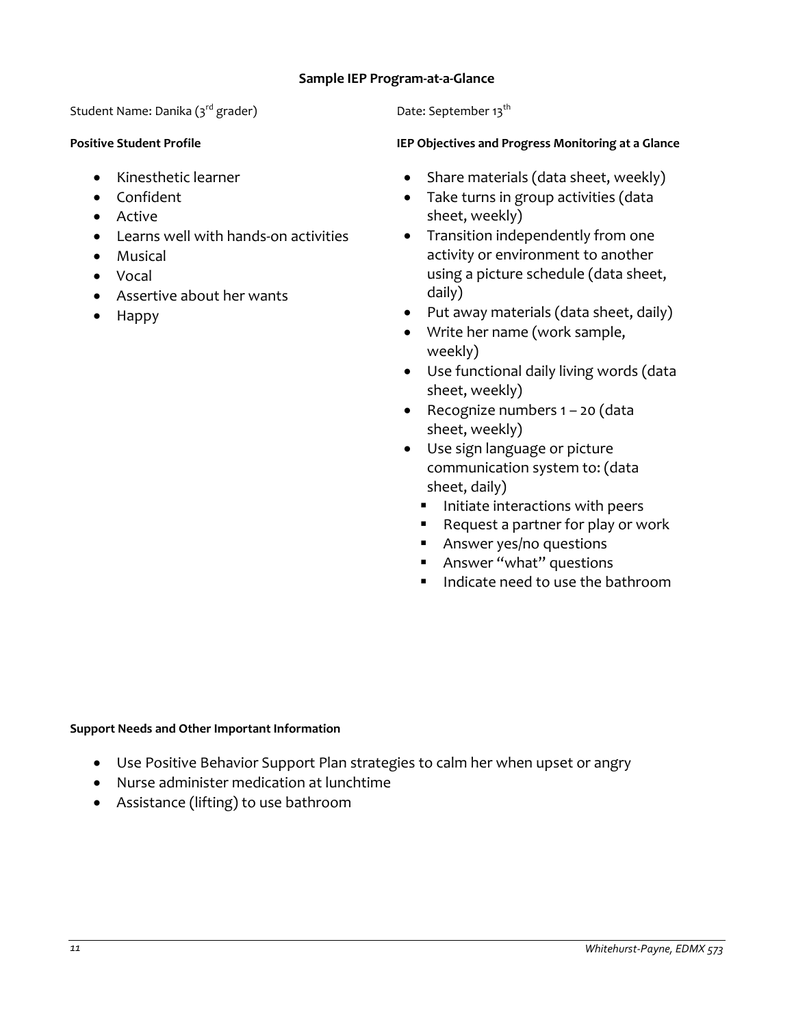## Sample IEP Program-at-a-Glance

Student Name: Danika (3rd grader)

Date: September 13th

**Positive Student Profile**

- Kinesthetic learner
- Confident
- Active
- Learns well with hands-on activities
- Musical
- Vocal
- Assertive about her wants
- Happy

**IEP Objectives and Progress Monitoring at a Glance**

- Share materials (data sheet, weekly)
- Take turns in group activities (data sheet, weekly)
- Transition independently from one activity or environment to another using a picture schedule (data sheet, daily)
- Put away materials (data sheet, daily)
- Write her name (work sample, weekly)
- Use functional daily living words (data sheet, weekly)
- Recognize numbers 1 – 20 (data sheet, weekly)
- Use sign language or picture communication system to: (data sheet, daily)
  - Initiate interactions with peers
  - Request a partner for play or work
  - Answer yes/no questions
  - Answer "what" questions
  - Indicate need to use the bathroom

**Support Needs and Other Important Information**

- Use Positive Behavior Support Plan strategies to calm her when upset or angry
- Nurse administer medication at lunchtime
- Assistance (lifting) to use bathroom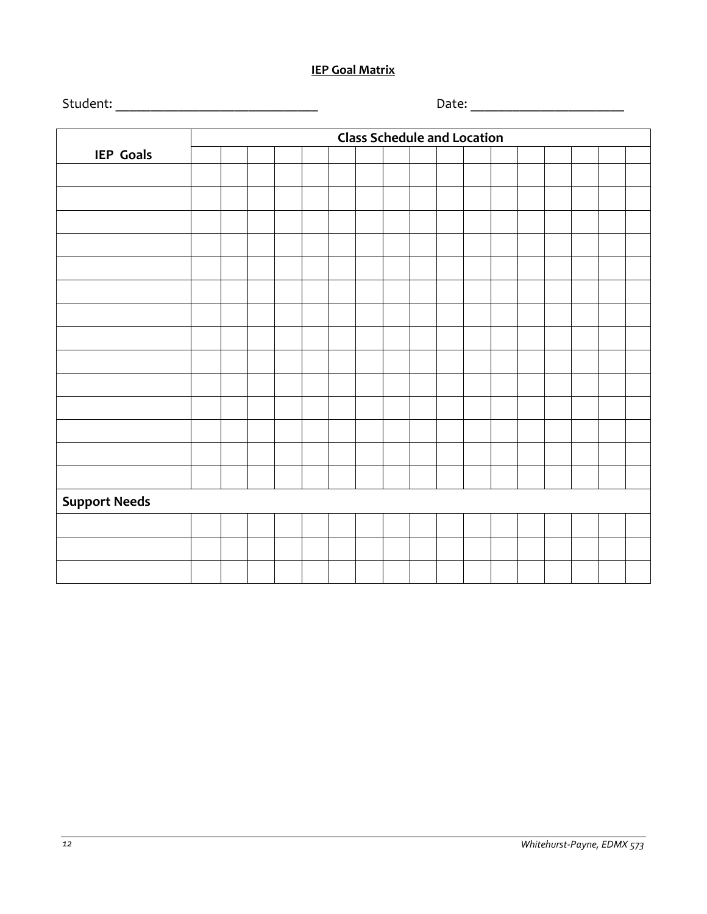**IEP Goal Matrix**

Student: ____________________________ Date: ______________________

| IEP Goals | Class Schedule and Location | | | | | | | | | | | | | | | | |
|---|---|---|---|---|---|---|---|---|---|---|---|---|---|---|---|---|---|
| | | | | | | | | | | | | | | | | | |
| | | | | | | | | | | | | | | | | | |
| | | | | | | | | | | | | | | | | | |
| | | | | | | | | | | | | | | | | | |
| | | | | | | | | | | | | | | | | | |
| | | | | | | | | | | | | | | | | | |
| | | | | | | | | | | | | | | | | | |
| | | | | | | | | | | | | | | | | | |
| | | | | | | | | | | | | | | | | | |
| | | | | | | | | | | | | | | | | | |
| | | | | | | | | | | | | | | | | | |
| | | | | | | | | | | | | | | | | | |
| | | | | | | | | | | | | | | | | | |
| | | | | | | | | | | | | | | | | | |
| | | | | | | | | | | | | | | | | | |
| **Support Needs** | | | | | | | | | | | | | | | | | |
| | | | | | | | | | | | | | | | | | |
| | | | | | | | | | | | | | | | | | |
| | | | | | | | | | | | | | | | | | |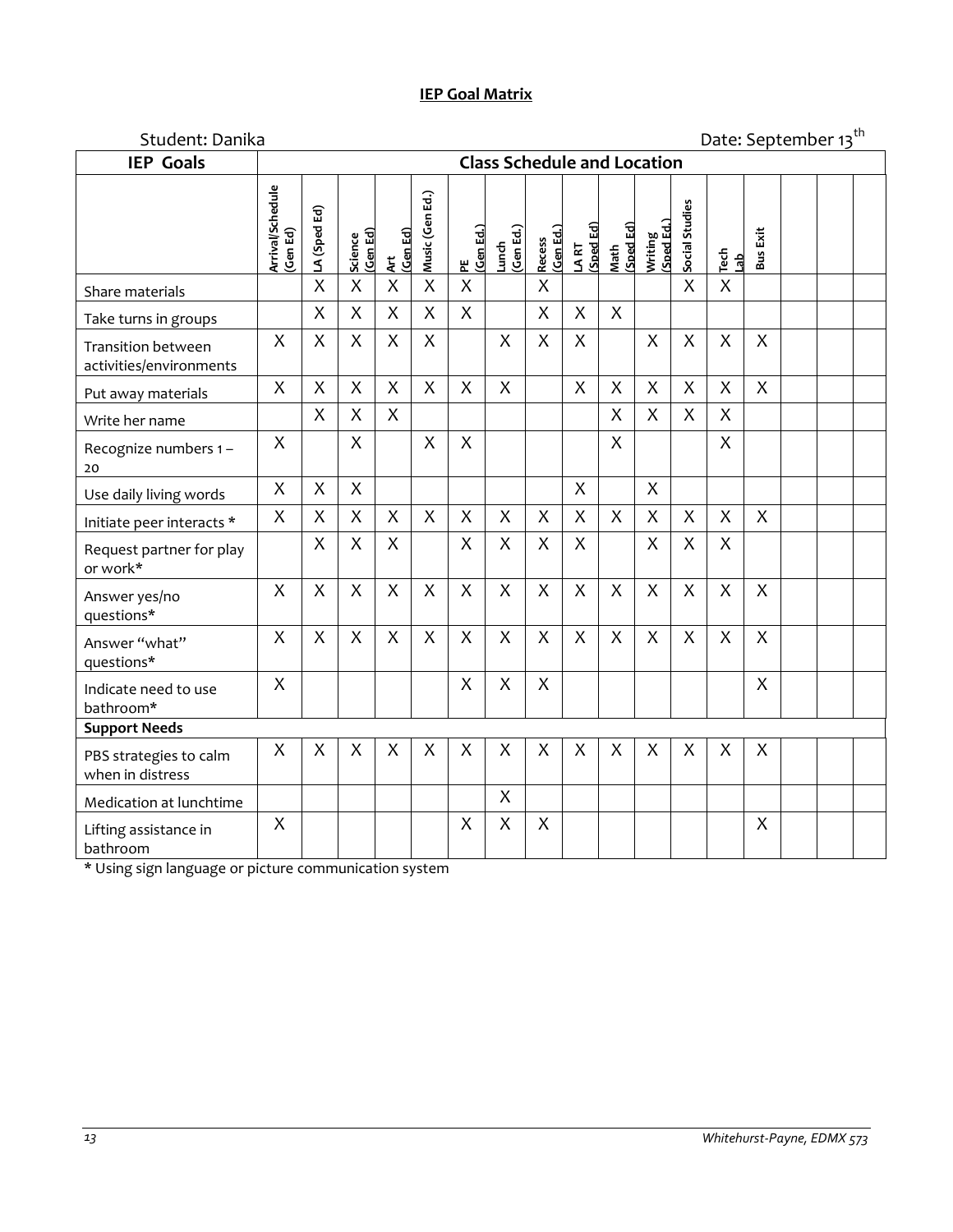# IEP Goal Matrix

Student: Danika

Date: September 13th

| IEP Goals | Class Schedule and Location | | | | | | | | | | | | | | | | |
|---|---|---|---|---|---|---|---|---|---|---|---|---|---|---|---|---|---|
| | Arrival/Schedule (Gen Ed) | LA (Sped Ed) | Science (Gen Ed) | Art (Gen Ed) | Music (Gen Ed.) | PE (Gen Ed.) | Lunch (Gen Ed.) | Recess (Gen Ed.) | LA RT (Sped Ed) | Math (Sped Ed) | Writing (Sped Ed.) | Social Studies | Tech Lab | Bus Exit | | | |
| Share materials | | X | X | X | X | X | | X | | | | X | X | | | | |
| Take turns in groups | | X | X | X | X | X | | X | X | X | | | | | | | |
| Transition between activities/environments | X | X | X | X | X | | X | X | X | | X | X | X | X | | | |
| Put away materials | X | X | X | X | X | X | X | | X | X | X | X | X | X | | | |
| Write her name | | X | X | X | | | | | | X | X | X | X | | | | |
| Recognize numbers 1 – 20 | X | | X | | X | X | | | | X | | | X | | | | |
| Use daily living words | X | X | X | | | | | | X | | X | | | | | | |
| Initiate peer interacts * | X | X | X | X | X | X | X | X | X | X | X | X | X | X | | | |
| Request partner for play or work* | | X | X | X | | X | X | X | X | | X | X | X | | | | |
| Answer yes/no questions* | X | X | X | X | X | X | X | X | X | X | X | X | X | X | | | |
| Answer "what" questions* | X | X | X | X | X | X | X | X | X | X | X | X | X | X | | | |
| Indicate need to use bathroom* | X | | | | | X | X | X | | | | | | X | | | |
| **Support Needs** | | | | | | | | | | | | | | | | | |
| PBS strategies to calm when in distress | X | X | X | X | X | X | X | X | X | X | X | X | X | X | | | |
| Medication at lunchtime | | | | | | | X | | | | | | | | | | |
| Lifting assistance in bathroom | X | | | | | X | X | X | | | | | | X | | | |

* Using sign language or picture communication system